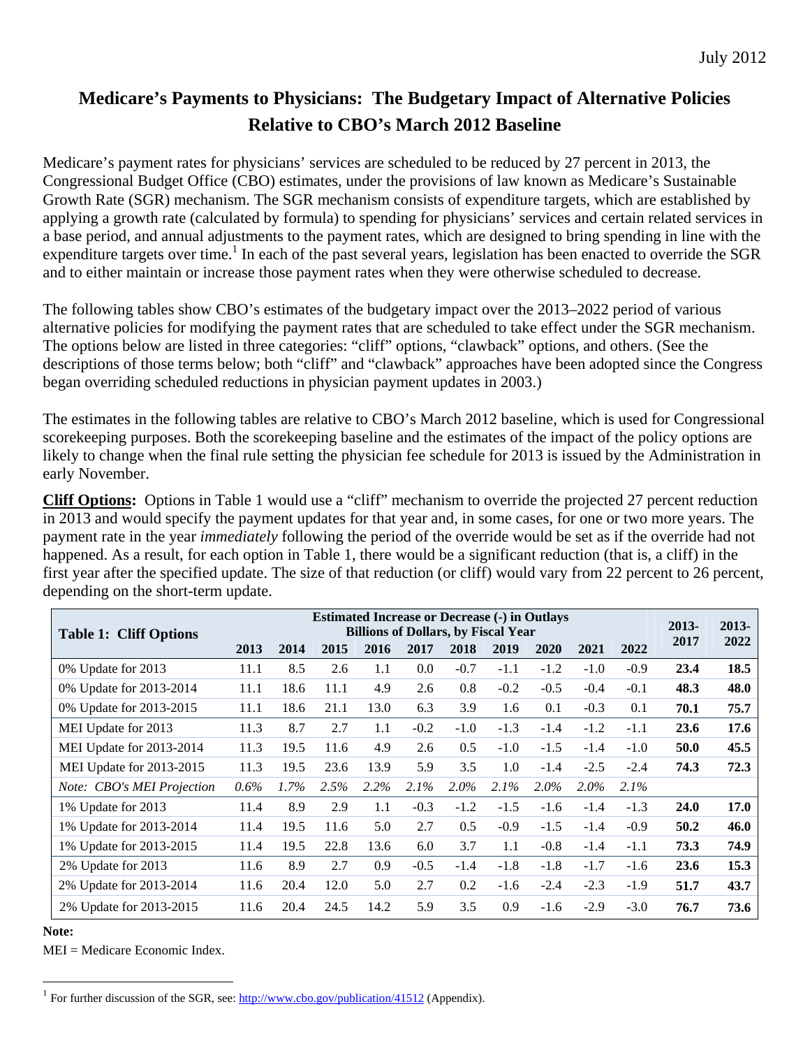July 2012

# Medicare's Payments to Physicians: The Budgetary Impact of Alternative Policies Relative to CBO's March 2012 Baseline

Medicare's payment rates for physicians' services are scheduled to be reduced by 27 percent in 2013, the Congressional Budget Office (CBO) estimates, under the provisions of law known as Medicare's Sustainable Growth Rate (SGR) mechanism. The SGR mechanism consists of expenditure targets, which are established by applying a growth rate (calculated by formula) to spending for physicians' services and certain related services in a base period, and annual adjustments to the payment rates, which are designed to bring spending in line with the expenditure targets over time.[1] In each of the past several years, legislation has been enacted to override the SGR and to either maintain or increase those payment rates when they were otherwise scheduled to decrease.

The following tables show CBO's estimates of the budgetary impact over the 2013–2022 period of various alternative policies for modifying the payment rates that are scheduled to take effect under the SGR mechanism. The options below are listed in three categories: "cliff" options, "clawback" options, and others. (See the descriptions of those terms below; both "cliff" and "clawback" approaches have been adopted since the Congress began overriding scheduled reductions in physician payment updates in 2003.)

The estimates in the following tables are relative to CBO's March 2012 baseline, which is used for Congressional scorekeeping purposes. Both the scorekeeping baseline and the estimates of the impact of the policy options are likely to change when the final rule setting the physician fee schedule for 2013 is issued by the Administration in early November.

**Cliff Options:** Options in Table 1 would use a "cliff" mechanism to override the projected 27 percent reduction in 2013 and would specify the payment updates for that year and, in some cases, for one or two more years. The payment rate in the year *immediately* following the period of the override would be set as if the override had not happened. As a result, for each option in Table 1, there would be a significant reduction (that is, a cliff) in the first year after the specified update. The size of that reduction (or cliff) would vary from 22 percent to 26 percent, depending on the short-term update.

| Table 1: Cliff Options | Estimated Increase or Decrease (-) in Outlays Billions of Dollars, by Fiscal Year | | | | | | | | | | 2013-2017 | 2013-2022 |
|---|---|---|---|---|---|---|---|---|---|---|---|---|
| | 2013 | 2014 | 2015 | 2016 | 2017 | 2018 | 2019 | 2020 | 2021 | 2022 | | |
| 0% Update for 2013 | 11.1 | 8.5 | 2.6 | 1.1 | 0.0 | -0.7 | -1.1 | -1.2 | -1.0 | -0.9 | **23.4** | **18.5** |
| 0% Update for 2013-2014 | 11.1 | 18.6 | 11.1 | 4.9 | 2.6 | 0.8 | -0.2 | -0.5 | -0.4 | -0.1 | **48.3** | **48.0** |
| 0% Update for 2013-2015 | 11.1 | 18.6 | 21.1 | 13.0 | 6.3 | 3.9 | 1.6 | 0.1 | -0.3 | 0.1 | **70.1** | **75.7** |
| MEI Update for 2013 | 11.3 | 8.7 | 2.7 | 1.1 | -0.2 | -1.0 | -1.3 | -1.4 | -1.2 | -1.1 | **23.6** | **17.6** |
| MEI Update for 2013-2014 | 11.3 | 19.5 | 11.6 | 4.9 | 2.6 | 0.5 | -1.0 | -1.5 | -1.4 | -1.0 | **50.0** | **45.5** |
| MEI Update for 2013-2015 | 11.3 | 19.5 | 23.6 | 13.9 | 5.9 | 3.5 | 1.0 | -1.4 | -2.5 | -2.4 | **74.3** | **72.3** |
| *Note: CBO's MEI Projection* | *0.6%* | *1.7%* | *2.5%* | *2.2%* | *2.1%* | *2.0%* | *2.1%* | *2.0%* | *2.0%* | *2.1%* | | |
| 1% Update for 2013 | 11.4 | 8.9 | 2.9 | 1.1 | -0.3 | -1.2 | -1.5 | -1.6 | -1.4 | -1.3 | **24.0** | **17.0** |
| 1% Update for 2013-2014 | 11.4 | 19.5 | 11.6 | 5.0 | 2.7 | 0.5 | -0.9 | -1.5 | -1.4 | -0.9 | **50.2** | **46.0** |
| 1% Update for 2013-2015 | 11.4 | 19.5 | 22.8 | 13.6 | 6.0 | 3.7 | 1.1 | -0.8 | -1.4 | -1.1 | **73.3** | **74.9** |
| 2% Update for 2013 | 11.6 | 8.9 | 2.7 | 0.9 | -0.5 | -1.4 | -1.8 | -1.8 | -1.7 | -1.6 | **23.6** | **15.3** |
| 2% Update for 2013-2014 | 11.6 | 20.4 | 12.0 | 5.0 | 2.7 | 0.2 | -1.6 | -2.4 | -2.3 | -1.9 | **51.7** | **43.7** |
| 2% Update for 2013-2015 | 11.6 | 20.4 | 24.5 | 14.2 | 5.9 | 3.5 | 0.9 | -1.6 | -2.9 | -3.0 | **76.7** | **73.6** |

**Note:**

MEI = Medicare Economic Index.

[1] For further discussion of the SGR, see: http://www.cbo.gov/publication/41512 (Appendix).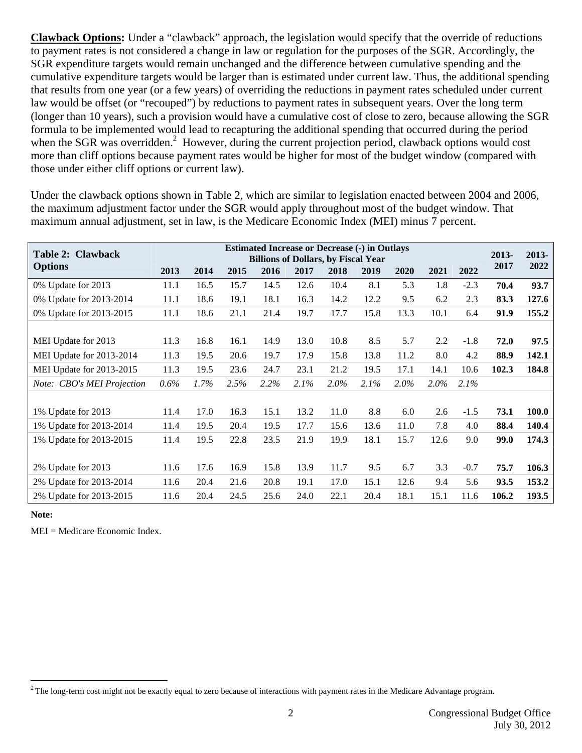**Clawback Options:** Under a "clawback" approach, the legislation would specify that the override of reductions to payment rates is not considered a change in law or regulation for the purposes of the SGR. Accordingly, the SGR expenditure targets would remain unchanged and the difference between cumulative spending and the cumulative expenditure targets would be larger than is estimated under current law. Thus, the additional spending that results from one year (or a few years) of overriding the reductions in payment rates scheduled under current law would be offset (or "recouped") by reductions to payment rates in subsequent years. Over the long term (longer than 10 years), such a provision would have a cumulative cost of close to zero, because allowing the SGR formula to be implemented would lead to recapturing the additional spending that occurred during the period when the SGR was overridden.[2] However, during the current projection period, clawback options would cost more than cliff options because payment rates would be higher for most of the budget window (compared with those under either cliff options or current law).

Under the clawback options shown in Table 2, which are similar to legislation enacted between 2004 and 2006, the maximum adjustment factor under the SGR would apply throughout most of the budget window. That maximum annual adjustment, set in law, is the Medicare Economic Index (MEI) minus 7 percent.

| Table 2: Clawback Options | Estimated Increase or Decrease (-) in Outlays Billions of Dollars, by Fiscal Year | | | | | | | | | | 2013-2017 | 2013-2022 |
|---|---|---|---|---|---|---|---|---|---|---|---|---|
| | 2013 | 2014 | 2015 | 2016 | 2017 | 2018 | 2019 | 2020 | 2021 | 2022 | | |
| 0% Update for 2013 | 11.1 | 16.5 | 15.7 | 14.5 | 12.6 | 10.4 | 8.1 | 5.3 | 1.8 | -2.3 | **70.4** | **93.7** |
| 0% Update for 2013-2014 | 11.1 | 18.6 | 19.1 | 18.1 | 16.3 | 14.2 | 12.2 | 9.5 | 6.2 | 2.3 | **83.3** | **127.6** |
| 0% Update for 2013-2015 | 11.1 | 18.6 | 21.1 | 21.4 | 19.7 | 17.7 | 15.8 | 13.3 | 10.1 | 6.4 | **91.9** | **155.2** |
| | | | | | | | | | | | | |
| MEI Update for 2013 | 11.3 | 16.8 | 16.1 | 14.9 | 13.0 | 10.8 | 8.5 | 5.7 | 2.2 | -1.8 | **72.0** | **97.5** |
| MEI Update for 2013-2014 | 11.3 | 19.5 | 20.6 | 19.7 | 17.9 | 15.8 | 13.8 | 11.2 | 8.0 | 4.2 | **88.9** | **142.1** |
| MEI Update for 2013-2015 | 11.3 | 19.5 | 23.6 | 24.7 | 23.1 | 21.2 | 19.5 | 17.1 | 14.1 | 10.6 | **102.3** | **184.8** |
| *Note: CBO's MEI Projection* | *0.6%* | *1.7%* | *2.5%* | *2.2%* | *2.1%* | *2.0%* | *2.1%* | *2.0%* | *2.0%* | *2.1%* | | |
| | | | | | | | | | | | | |
| 1% Update for 2013 | 11.4 | 17.0 | 16.3 | 15.1 | 13.2 | 11.0 | 8.8 | 6.0 | 2.6 | -1.5 | **73.1** | **100.0** |
| 1% Update for 2013-2014 | 11.4 | 19.5 | 20.4 | 19.5 | 17.7 | 15.6 | 13.6 | 11.0 | 7.8 | 4.0 | **88.4** | **140.4** |
| 1% Update for 2013-2015 | 11.4 | 19.5 | 22.8 | 23.5 | 21.9 | 19.9 | 18.1 | 15.7 | 12.6 | 9.0 | **99.0** | **174.3** |
| | | | | | | | | | | | | |
| 2% Update for 2013 | 11.6 | 17.6 | 16.9 | 15.8 | 13.9 | 11.7 | 9.5 | 6.7 | 3.3 | -0.7 | **75.7** | **106.3** |
| 2% Update for 2013-2014 | 11.6 | 20.4 | 21.6 | 20.8 | 19.1 | 17.0 | 15.1 | 12.6 | 9.4 | 5.6 | **93.5** | **153.2** |
| 2% Update for 2013-2015 | 11.6 | 20.4 | 24.5 | 25.6 | 24.0 | 22.1 | 20.4 | 18.1 | 15.1 | 11.6 | **106.2** | **193.5** |

**Note:**

MEI = Medicare Economic Index.

[2] The long-term cost might not be exactly equal to zero because of interactions with payment rates in the Medicare Advantage program.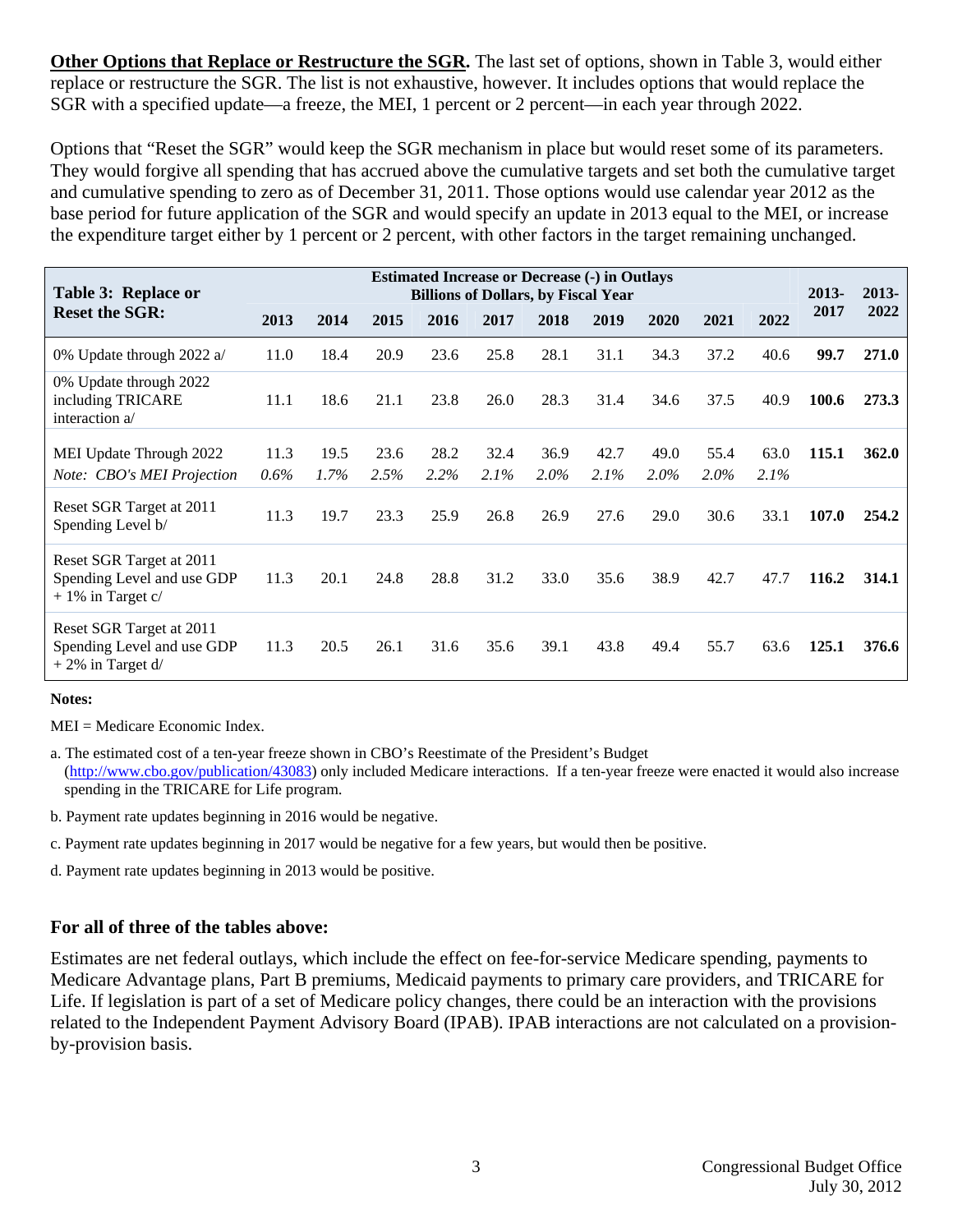**Other Options that Replace or Restructure the SGR.** The last set of options, shown in Table 3, would either replace or restructure the SGR. The list is not exhaustive, however. It includes options that would replace the SGR with a specified update—a freeze, the MEI, 1 percent or 2 percent—in each year through 2022.

Options that "Reset the SGR" would keep the SGR mechanism in place but would reset some of its parameters. They would forgive all spending that has accrued above the cumulative targets and set both the cumulative target and cumulative spending to zero as of December 31, 2011. Those options would use calendar year 2012 as the base period for future application of the SGR and would specify an update in 2013 equal to the MEI, or increase the expenditure target either by 1 percent or 2 percent, with other factors in the target remaining unchanged.

| Table 3: Replace or Reset the SGR: | Estimated Increase or Decrease (-) in Outlays Billions of Dollars, by Fiscal Year | | | | | | | | | | | |
|---|---|---|---|---|---|---|---|---|---|---|---|---|
| | 2013 | 2014 | 2015 | 2016 | 2017 | 2018 | 2019 | 2020 | 2021 | 2022 | 2013-2017 | 2013-2022 |
| 0% Update through 2022 a/ | 11.0 | 18.4 | 20.9 | 23.6 | 25.8 | 28.1 | 31.1 | 34.3 | 37.2 | 40.6 | **99.7** | **271.0** |
| 0% Update through 2022 including TRICARE interaction a/ | 11.1 | 18.6 | 21.1 | 23.8 | 26.0 | 28.3 | 31.4 | 34.6 | 37.5 | 40.9 | **100.6** | **273.3** |
| MEI Update Through 2022 | 11.3 | 19.5 | 23.6 | 28.2 | 32.4 | 36.9 | 42.7 | 49.0 | 55.4 | 63.0 | **115.1** | **362.0** |
| *Note: CBO's MEI Projection* | *0.6%* | *1.7%* | *2.5%* | *2.2%* | *2.1%* | *2.0%* | *2.1%* | *2.0%* | *2.0%* | *2.1%* | | |
| Reset SGR Target at 2011 Spending Level b/ | 11.3 | 19.7 | 23.3 | 25.9 | 26.8 | 26.9 | 27.6 | 29.0 | 30.6 | 33.1 | **107.0** | **254.2** |
| Reset SGR Target at 2011 Spending Level and use GDP + 1% in Target c/ | 11.3 | 20.1 | 24.8 | 28.8 | 31.2 | 33.0 | 35.6 | 38.9 | 42.7 | 47.7 | **116.2** | **314.1** |
| Reset SGR Target at 2011 Spending Level and use GDP + 2% in Target d/ | 11.3 | 20.5 | 26.1 | 31.6 | 35.6 | 39.1 | 43.8 | 49.4 | 55.7 | 63.6 | **125.1** | **376.6** |

**Notes:**

MEI = Medicare Economic Index.

a. The estimated cost of a ten-year freeze shown in CBO's Reestimate of the President's Budget (http://www.cbo.gov/publication/43083) only included Medicare interactions. If a ten-year freeze were enacted it would also increase spending in the TRICARE for Life program.

b. Payment rate updates beginning in 2016 would be negative.

c. Payment rate updates beginning in 2017 would be negative for a few years, but would then be positive.

d. Payment rate updates beginning in 2013 would be positive.

### For all of three of the tables above:

Estimates are net federal outlays, which include the effect on fee-for-service Medicare spending, payments to Medicare Advantage plans, Part B premiums, Medicaid payments to primary care providers, and TRICARE for Life. If legislation is part of a set of Medicare policy changes, there could be an interaction with the provisions related to the Independent Payment Advisory Board (IPAB). IPAB interactions are not calculated on a provision-by-provision basis.

Congressional Budget Office
July 30, 2012